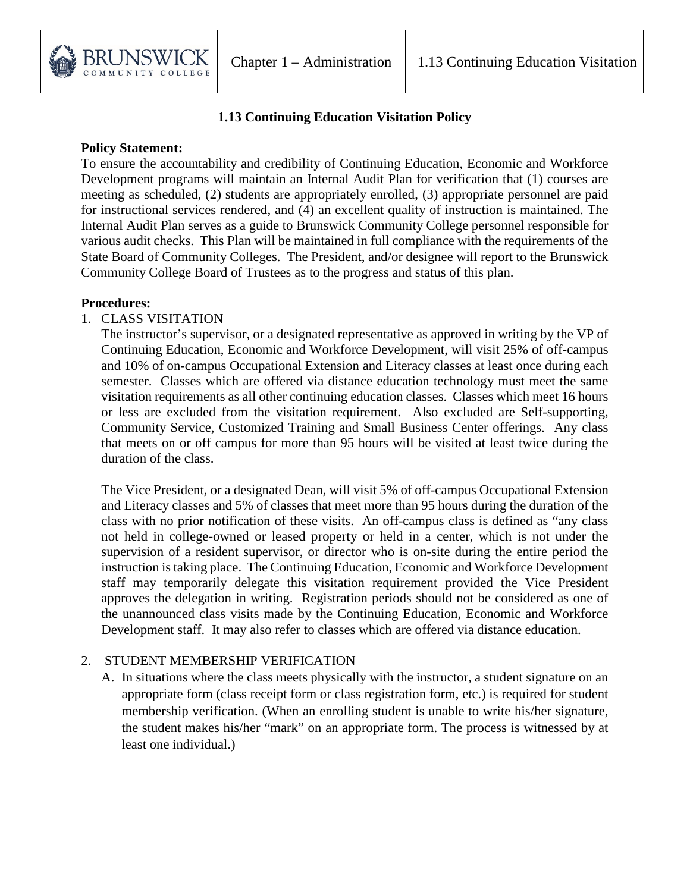# 1.13 Continuing Education Visitation Policy

**Policy Statement:**

To ensure the accountability and credibility of Continuing Education, Economic and Workforce Development programs will maintain an Internal Audit Plan for verification that (1) courses are meeting as scheduled, (2) students are appropriately enrolled, (3) appropriate personnel are paid for instructional services rendered, and (4) an excellent quality of instruction is maintained. The Internal Audit Plan serves as a guide to Brunswick Community College personnel responsible for various audit checks. This Plan will be maintained in full compliance with the requirements of the State Board of Community Colleges. The President, and/or designee will report to the Brunswick Community College Board of Trustees as to the progress and status of this plan.

**Procedures:**

1. CLASS VISITATION

   The instructor's supervisor, or a designated representative as approved in writing by the VP of Continuing Education, Economic and Workforce Development, will visit 25% of off-campus and 10% of on-campus Occupational Extension and Literacy classes at least once during each semester. Classes which are offered via distance education technology must meet the same visitation requirements as all other continuing education classes. Classes which meet 16 hours or less are excluded from the visitation requirement. Also excluded are Self-supporting, Community Service, Customized Training and Small Business Center offerings. Any class that meets on or off campus for more than 95 hours will be visited at least twice during the duration of the class.

   The Vice President, or a designated Dean, will visit 5% of off-campus Occupational Extension and Literacy classes and 5% of classes that meet more than 95 hours during the duration of the class with no prior notification of these visits. An off-campus class is defined as "any class not held in college-owned or leased property or held in a center, which is not under the supervision of a resident supervisor, or director who is on-site during the entire period the instruction is taking place. The Continuing Education, Economic and Workforce Development staff may temporarily delegate this visitation requirement provided the Vice President approves the delegation in writing. Registration periods should not be considered as one of the unannounced class visits made by the Continuing Education, Economic and Workforce Development staff. It may also refer to classes which are offered via distance education.

2. STUDENT MEMBERSHIP VERIFICATION

   A. In situations where the class meets physically with the instructor, a student signature on an appropriate form (class receipt form or class registration form, etc.) is required for student membership verification. (When an enrolling student is unable to write his/her signature, the student makes his/her "mark" on an appropriate form. The process is witnessed by at least one individual.)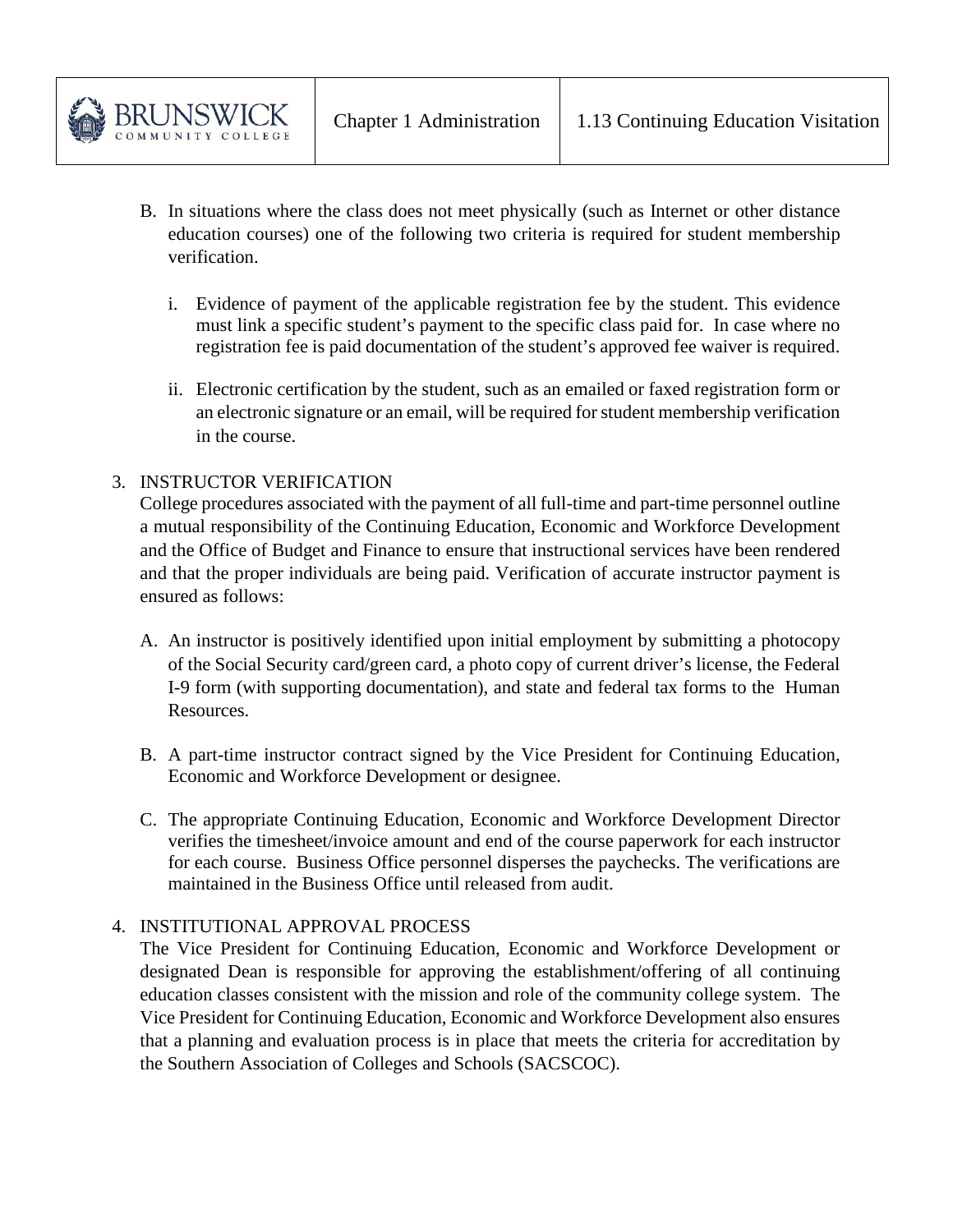B. In situations where the class does not meet physically (such as Internet or other distance education courses) one of the following two criteria is required for student membership verification.

   i. Evidence of payment of the applicable registration fee by the student. This evidence must link a specific student's payment to the specific class paid for. In case where no registration fee is paid documentation of the student's approved fee waiver is required.

   ii. Electronic certification by the student, such as an emailed or faxed registration form or an electronic signature or an email, will be required for student membership verification in the course.

3. INSTRUCTOR VERIFICATION

College procedures associated with the payment of all full-time and part-time personnel outline a mutual responsibility of the Continuing Education, Economic and Workforce Development and the Office of Budget and Finance to ensure that instructional services have been rendered and that the proper individuals are being paid. Verification of accurate instructor payment is ensured as follows:

A. An instructor is positively identified upon initial employment by submitting a photocopy of the Social Security card/green card, a photo copy of current driver's license, the Federal I-9 form (with supporting documentation), and state and federal tax forms to the Human Resources.

B. A part-time instructor contract signed by the Vice President for Continuing Education, Economic and Workforce Development or designee.

C. The appropriate Continuing Education, Economic and Workforce Development Director verifies the timesheet/invoice amount and end of the course paperwork for each instructor for each course. Business Office personnel disperses the paychecks. The verifications are maintained in the Business Office until released from audit.

4. INSTITUTIONAL APPROVAL PROCESS

The Vice President for Continuing Education, Economic and Workforce Development or designated Dean is responsible for approving the establishment/offering of all continuing education classes consistent with the mission and role of the community college system. The Vice President for Continuing Education, Economic and Workforce Development also ensures that a planning and evaluation process is in place that meets the criteria for accreditation by the Southern Association of Colleges and Schools (SACSCOC).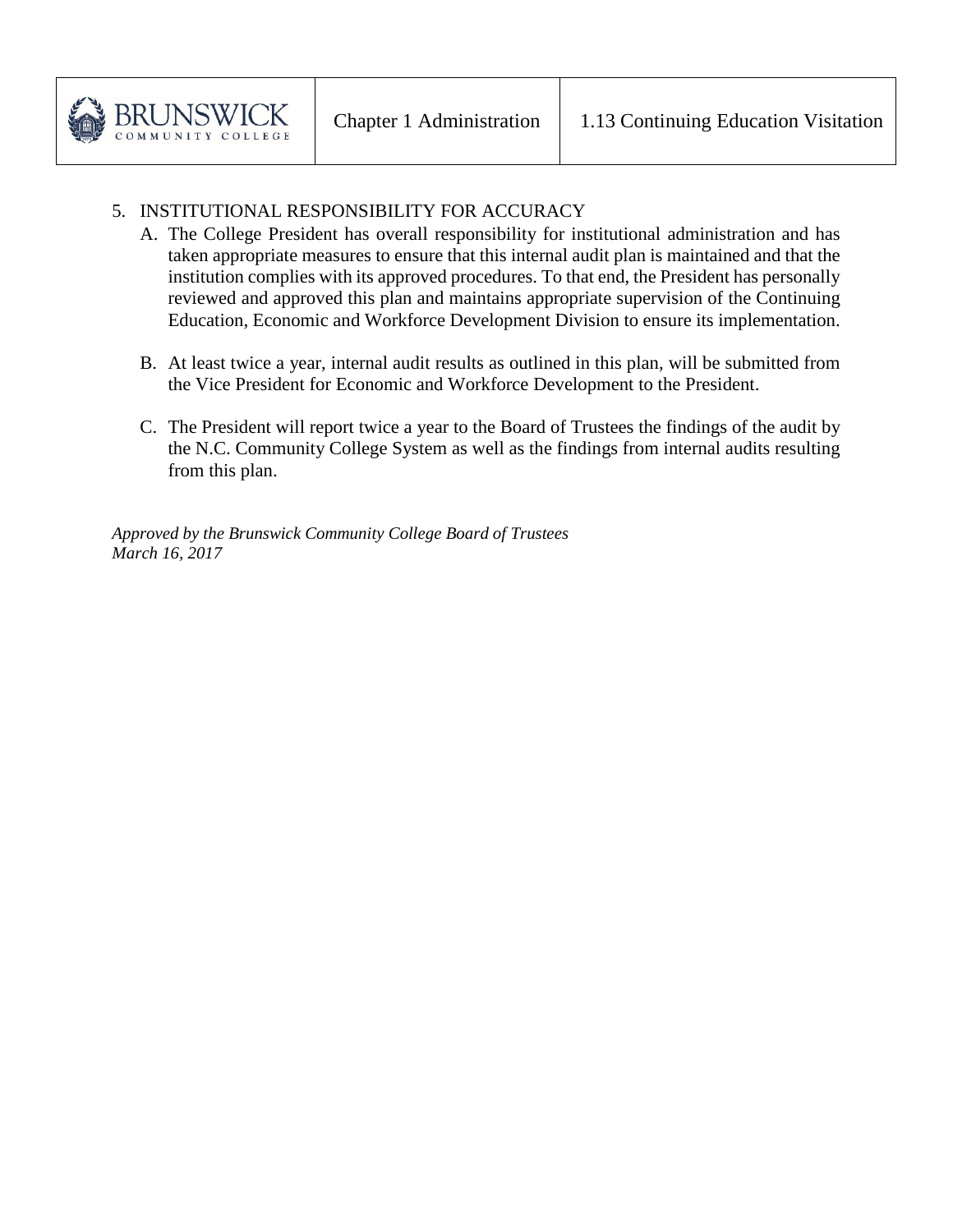5. INSTITUTIONAL RESPONSIBILITY FOR ACCURACY
   A. The College President has overall responsibility for institutional administration and has taken appropriate measures to ensure that this internal audit plan is maintained and that the institution complies with its approved procedures. To that end, the President has personally reviewed and approved this plan and maintains appropriate supervision of the Continuing Education, Economic and Workforce Development Division to ensure its implementation.

   B. At least twice a year, internal audit results as outlined in this plan, will be submitted from the Vice President for Economic and Workforce Development to the President.

   C. The President will report twice a year to the Board of Trustees the findings of the audit by the N.C. Community College System as well as the findings from internal audits resulting from this plan.

*Approved by the Brunswick Community College Board of Trustees*
*March 16, 2017*